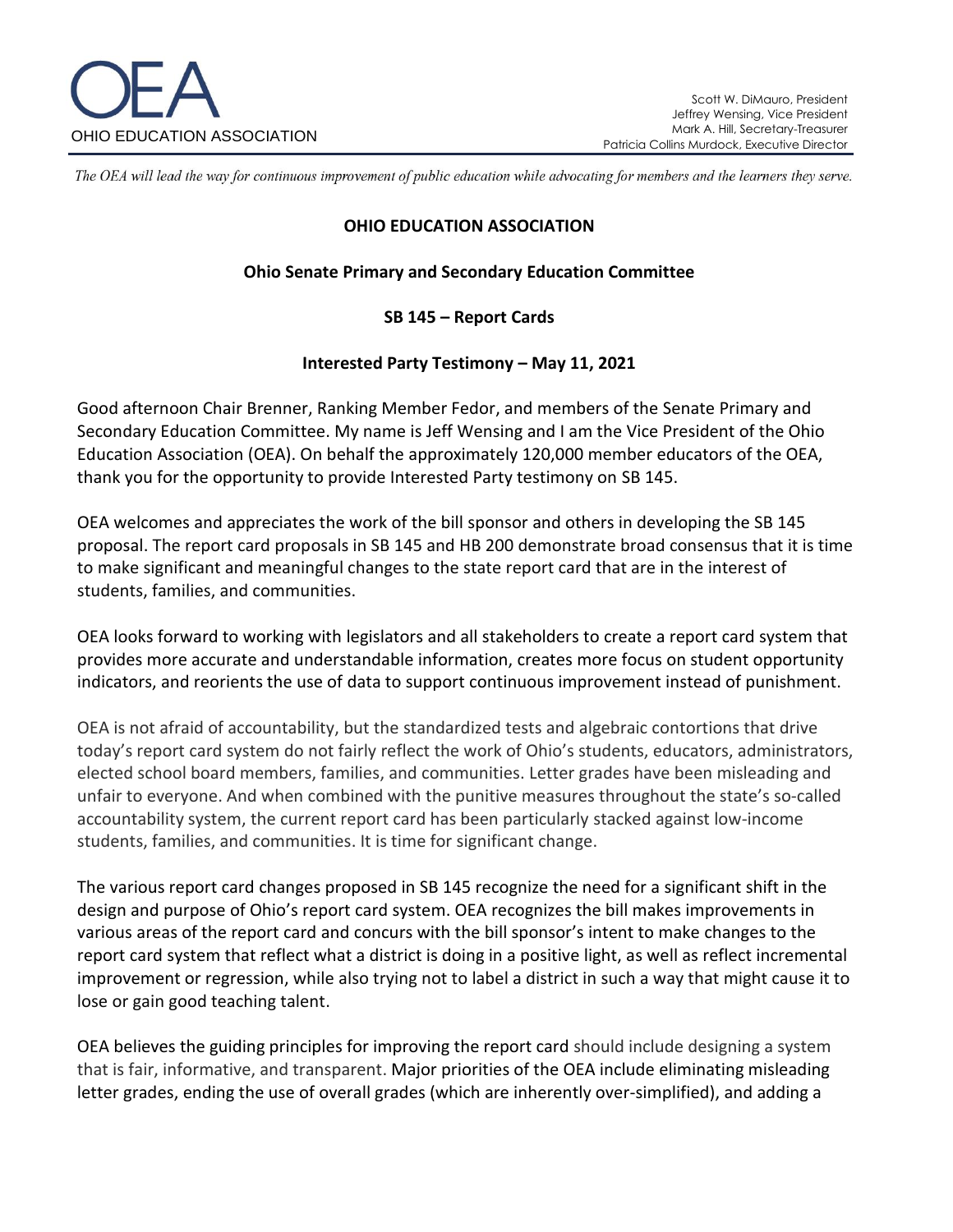OEA

OHIO EDUCATION ASSOCIATION

Scott W. DiMauro, President
Jeffrey Wensing, Vice President
Mark A. Hill, Secretary-Treasurer
Patricia Collins Murdock, Executive Director

*The OEA will lead the way for continuous improvement of public education while advocating for members and the learners they serve.*

**OHIO EDUCATION ASSOCIATION**

**Ohio Senate Primary and Secondary Education Committee**

**SB 145 – Report Cards**

**Interested Party Testimony – May 11, 2021**

Good afternoon Chair Brenner, Ranking Member Fedor, and members of the Senate Primary and Secondary Education Committee. My name is Jeff Wensing and I am the Vice President of the Ohio Education Association (OEA). On behalf the approximately 120,000 member educators of the OEA, thank you for the opportunity to provide Interested Party testimony on SB 145.

OEA welcomes and appreciates the work of the bill sponsor and others in developing the SB 145 proposal. The report card proposals in SB 145 and HB 200 demonstrate broad consensus that it is time to make significant and meaningful changes to the state report card that are in the interest of students, families, and communities.

OEA looks forward to working with legislators and all stakeholders to create a report card system that provides more accurate and understandable information, creates more focus on student opportunity indicators, and reorients the use of data to support continuous improvement instead of punishment.

OEA is not afraid of accountability, but the standardized tests and algebraic contortions that drive today's report card system do not fairly reflect the work of Ohio's students, educators, administrators, elected school board members, families, and communities. Letter grades have been misleading and unfair to everyone. And when combined with the punitive measures throughout the state's so-called accountability system, the current report card has been particularly stacked against low-income students, families, and communities. It is time for significant change.

The various report card changes proposed in SB 145 recognize the need for a significant shift in the design and purpose of Ohio's report card system. OEA recognizes the bill makes improvements in various areas of the report card and concurs with the bill sponsor's intent to make changes to the report card system that reflect what a district is doing in a positive light, as well as reflect incremental improvement or regression, while also trying not to label a district in such a way that might cause it to lose or gain good teaching talent.

OEA believes the guiding principles for improving the report card should include designing a system that is fair, informative, and transparent. Major priorities of the OEA include eliminating misleading letter grades, ending the use of overall grades (which are inherently over-simplified), and adding a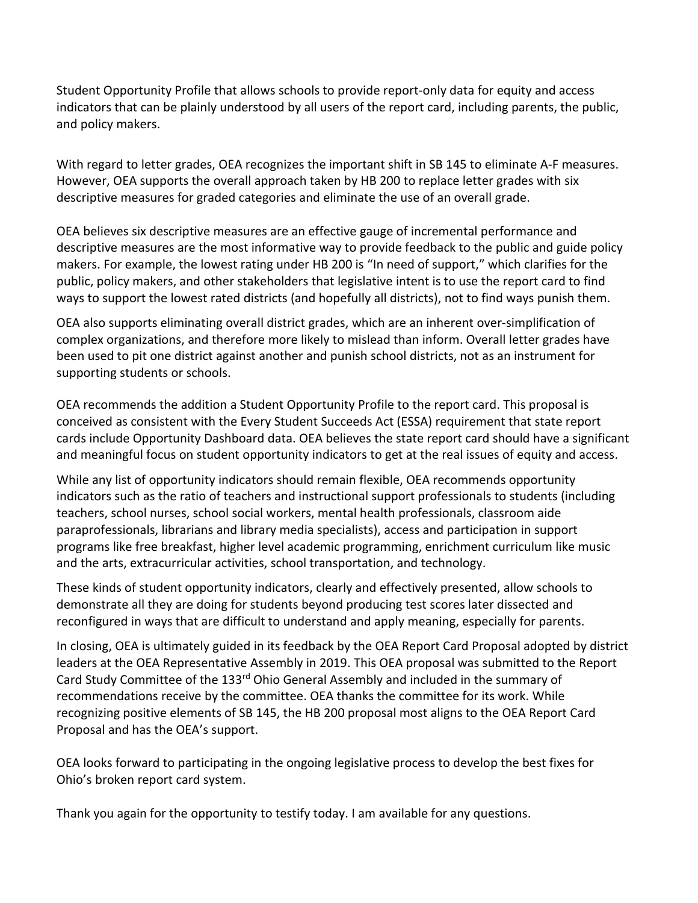Student Opportunity Profile that allows schools to provide report-only data for equity and access indicators that can be plainly understood by all users of the report card, including parents, the public, and policy makers.

With regard to letter grades, OEA recognizes the important shift in SB 145 to eliminate A-F measures. However, OEA supports the overall approach taken by HB 200 to replace letter grades with six descriptive measures for graded categories and eliminate the use of an overall grade.

OEA believes six descriptive measures are an effective gauge of incremental performance and descriptive measures are the most informative way to provide feedback to the public and guide policy makers. For example, the lowest rating under HB 200 is "In need of support," which clarifies for the public, policy makers, and other stakeholders that legislative intent is to use the report card to find ways to support the lowest rated districts (and hopefully all districts), not to find ways punish them.

OEA also supports eliminating overall district grades, which are an inherent over-simplification of complex organizations, and therefore more likely to mislead than inform. Overall letter grades have been used to pit one district against another and punish school districts, not as an instrument for supporting students or schools.

OEA recommends the addition a Student Opportunity Profile to the report card. This proposal is conceived as consistent with the Every Student Succeeds Act (ESSA) requirement that state report cards include Opportunity Dashboard data. OEA believes the state report card should have a significant and meaningful focus on student opportunity indicators to get at the real issues of equity and access.

While any list of opportunity indicators should remain flexible, OEA recommends opportunity indicators such as the ratio of teachers and instructional support professionals to students (including teachers, school nurses, school social workers, mental health professionals, classroom aide paraprofessionals, librarians and library media specialists), access and participation in support programs like free breakfast, higher level academic programming, enrichment curriculum like music and the arts, extracurricular activities, school transportation, and technology.

These kinds of student opportunity indicators, clearly and effectively presented, allow schools to demonstrate all they are doing for students beyond producing test scores later dissected and reconfigured in ways that are difficult to understand and apply meaning, especially for parents.

In closing, OEA is ultimately guided in its feedback by the OEA Report Card Proposal adopted by district leaders at the OEA Representative Assembly in 2019. This OEA proposal was submitted to the Report Card Study Committee of the 133rd Ohio General Assembly and included in the summary of recommendations receive by the committee. OEA thanks the committee for its work. While recognizing positive elements of SB 145, the HB 200 proposal most aligns to the OEA Report Card Proposal and has the OEA's support.

OEA looks forward to participating in the ongoing legislative process to develop the best fixes for Ohio's broken report card system.

Thank you again for the opportunity to testify today. I am available for any questions.